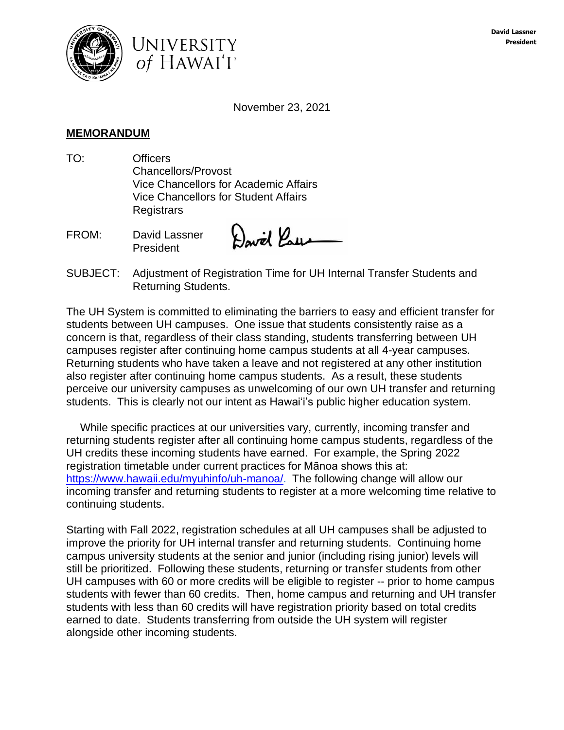University of Hawaiʻi

David Lassner
President

November 23, 2021

**MEMORANDUM**

TO: Officers
Chancellors/Provost
Vice Chancellors for Academic Affairs
Vice Chancellors for Student Affairs
Registrars

FROM: David Lassner
President

SUBJECT: Adjustment of Registration Time for UH Internal Transfer Students and Returning Students.

The UH System is committed to eliminating the barriers to easy and efficient transfer for students between UH campuses. One issue that students consistently raise as a concern is that, regardless of their class standing, students transferring between UH campuses register after continuing home campus students at all 4-year campuses. Returning students who have taken a leave and not registered at any other institution also register after continuing home campus students. As a result, these students perceive our university campuses as unwelcoming of our own UH transfer and returning students. This is clearly not our intent as Hawaiʻi's public higher education system.

While specific practices at our universities vary, currently, incoming transfer and returning students register after all continuing home campus students, regardless of the UH credits these incoming students have earned. For example, the Spring 2022 registration timetable under current practices for Mānoa shows this at: https://www.hawaii.edu/myuhinfo/uh-manoa/. The following change will allow our incoming transfer and returning students to register at a more welcoming time relative to continuing students.

Starting with Fall 2022, registration schedules at all UH campuses shall be adjusted to improve the priority for UH internal transfer and returning students. Continuing home campus university students at the senior and junior (including rising junior) levels will still be prioritized. Following these students, returning or transfer students from other UH campuses with 60 or more credits will be eligible to register -- prior to home campus students with fewer than 60 credits. Then, home campus and returning and UH transfer students with less than 60 credits will have registration priority based on total credits earned to date. Students transferring from outside the UH system will register alongside other incoming students.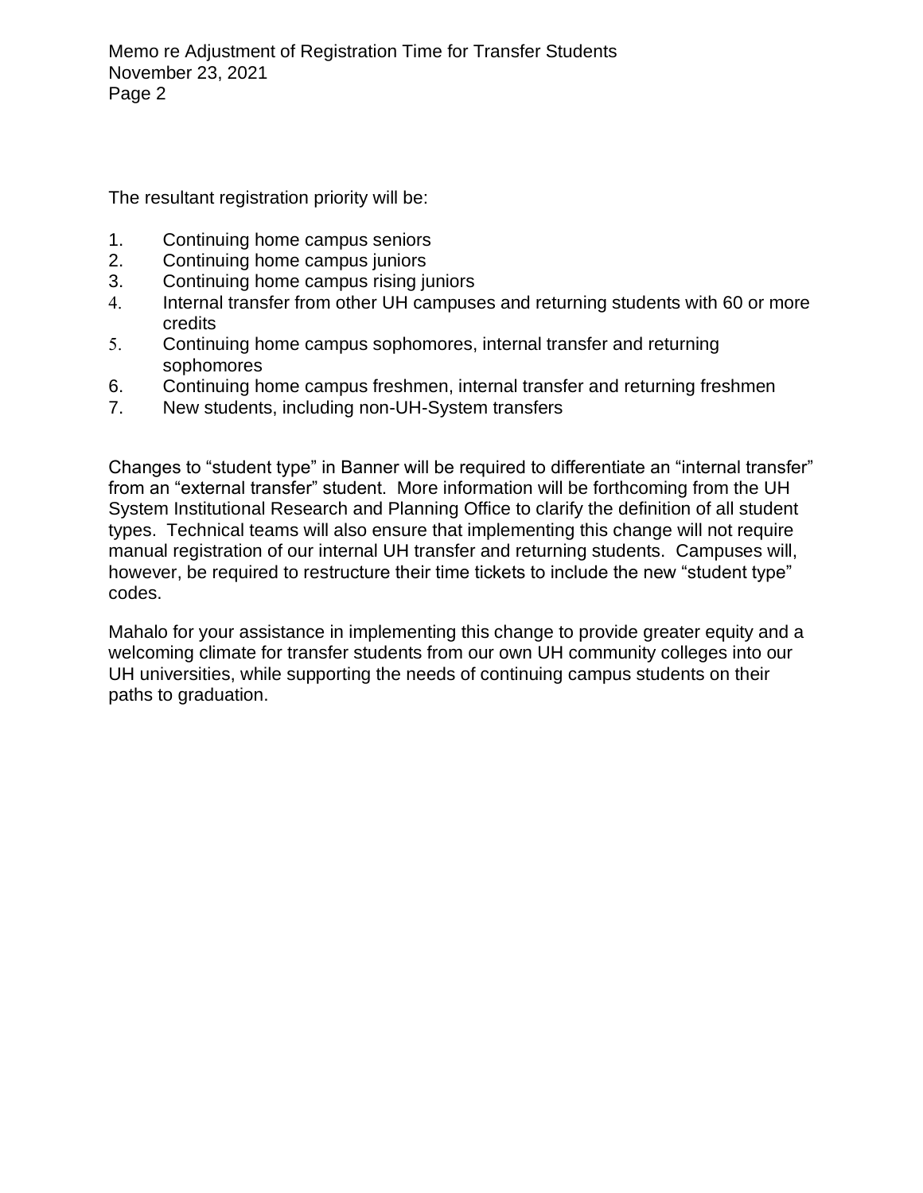The resultant registration priority will be:

1. Continuing home campus seniors
2. Continuing home campus juniors
3. Continuing home campus rising juniors
4. Internal transfer from other UH campuses and returning students with 60 or more credits
5. Continuing home campus sophomores, internal transfer and returning sophomores
6. Continuing home campus freshmen, internal transfer and returning freshmen
7. New students, including non-UH-System transfers

Changes to "student type" in Banner will be required to differentiate an "internal transfer" from an "external transfer" student. More information will be forthcoming from the UH System Institutional Research and Planning Office to clarify the definition of all student types. Technical teams will also ensure that implementing this change will not require manual registration of our internal UH transfer and returning students. Campuses will, however, be required to restructure their time tickets to include the new "student type" codes.

Mahalo for your assistance in implementing this change to provide greater equity and a welcoming climate for transfer students from our own UH community colleges into our UH universities, while supporting the needs of continuing campus students on their paths to graduation.